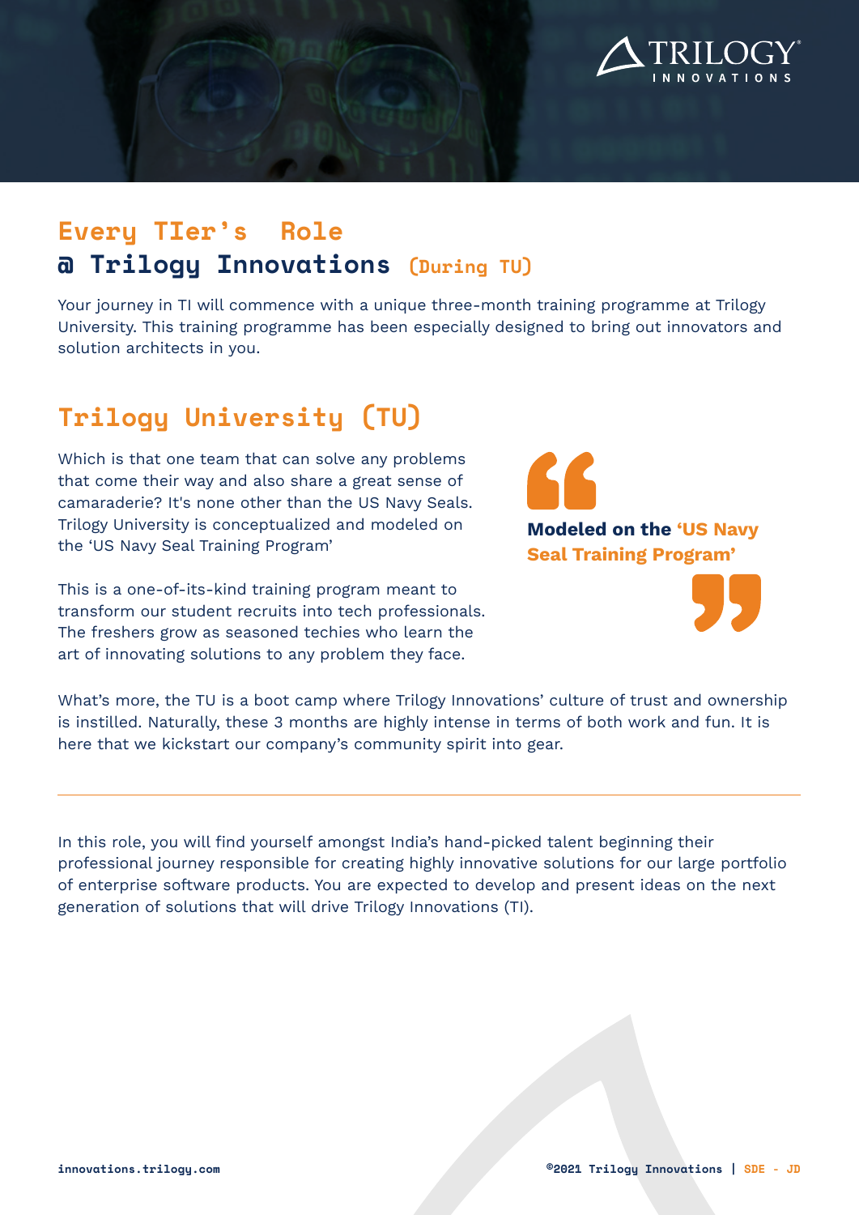# Every TIer's Role
## @ Trilogy Innovations (During TU)

Your journey in TI will commence with a unique three-month training programme at Trilogy University. This training programme has been especially designed to bring out innovators and solution architects in you.

## Trilogy University (TU)

Which is that one team that can solve any problems that come their way and also share a great sense of camaraderie? It's none other than the US Navy Seals. Trilogy University is conceptualized and modeled on the 'US Navy Seal Training Program'

> **Modeled on the 'US Navy Seal Training Program'**

This is a one-of-its-kind training program meant to transform our student recruits into tech professionals. The freshers grow as seasoned techies who learn the art of innovating solutions to any problem they face.

What's more, the TU is a boot camp where Trilogy Innovations' culture of trust and ownership is instilled. Naturally, these 3 months are highly intense in terms of both work and fun. It is here that we kickstart our company's community spirit into gear.

---

In this role, you will find yourself amongst India's hand-picked talent beginning their professional journey responsible for creating highly innovative solutions for our large portfolio of enterprise software products. You are expected to develop and present ideas on the next generation of solutions that will drive Trilogy Innovations (TI).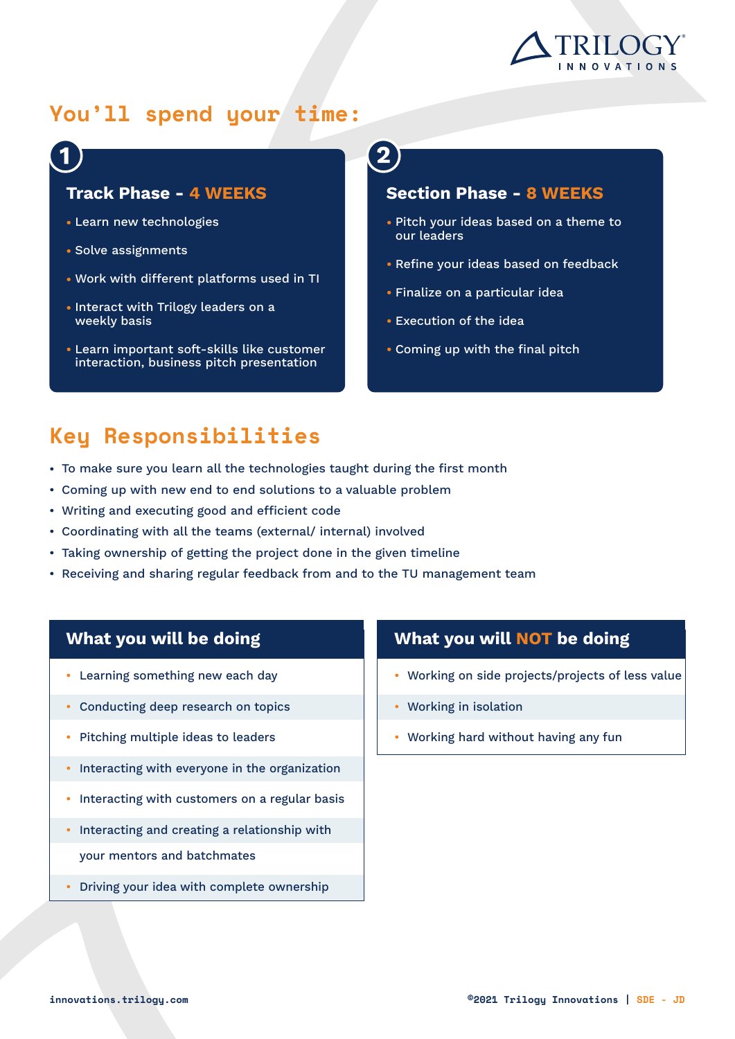## You'll spend your time:

### 1 Track Phase - 4 WEEKS

- Learn new technologies
- Solve assignments
- Work with different platforms used in TI
- Interact with Trilogy leaders on a weekly basis
- Learn important soft-skills like customer interaction, business pitch presentation

### 2 Section Phase - 8 WEEKS

- Pitch your ideas based on a theme to our leaders
- Refine your ideas based on feedback
- Finalize on a particular idea
- Execution of the idea
- Coming up with the final pitch

## Key Responsibilities

- To make sure you learn all the technologies taught during the first month
- Coming up with new end to end solutions to a valuable problem
- Writing and executing good and efficient code
- Coordinating with all the teams (external/ internal) involved
- Taking ownership of getting the project done in the given timeline
- Receiving and sharing regular feedback from and to the TU management team

### What you will be doing

- Learning something new each day
- Conducting deep research on topics
- Pitching multiple ideas to leaders
- Interacting with everyone in the organization
- Interacting with customers on a regular basis
- Interacting and creating a relationship with your mentors and batchmates
- Driving your idea with complete ownership

### What you will NOT be doing

- Working on side projects/projects of less value
- Working in isolation
- Working hard without having any fun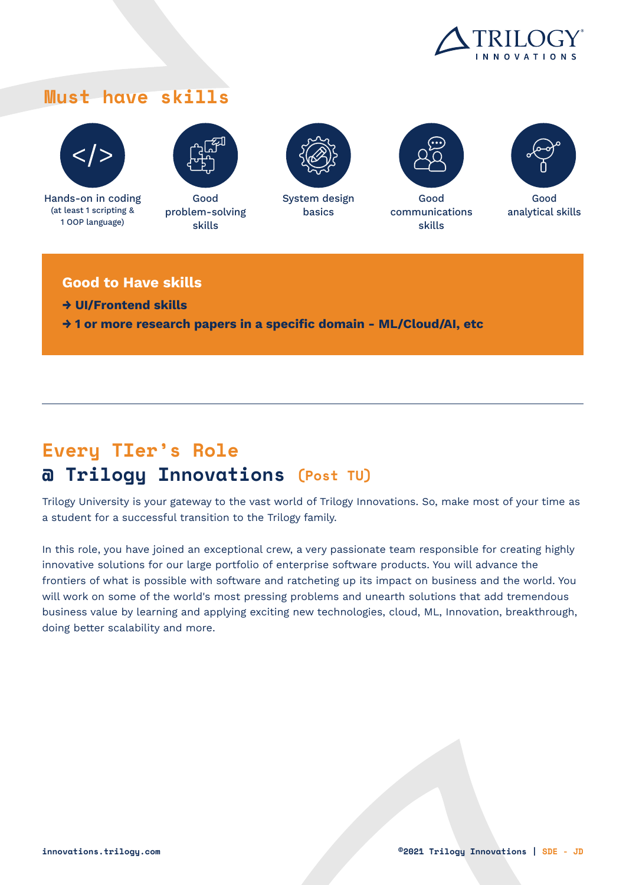## Must have skills

- Hands-on in coding (at least 1 scripting & 1 OOP language)
- Good problem-solving skills
- System design basics
- Good communications skills
- Good analytical skills

**Good to Have skills**

**→ UI/Frontend skills**

**→ 1 or more research papers in a specific domain - ML/Cloud/AI, etc**

---

## Every TIer's Role
## @ Trilogy Innovations (Post TU)

Trilogy University is your gateway to the vast world of Trilogy Innovations. So, make most of your time as a student for a successful transition to the Trilogy family.

In this role, you have joined an exceptional crew, a very passionate team responsible for creating highly innovative solutions for our large portfolio of enterprise software products. You will advance the frontiers of what is possible with software and ratcheting up its impact on business and the world. You will work on some of the world's most pressing problems and unearth solutions that add tremendous business value by learning and applying exciting new technologies, cloud, ML, Innovation, breakthrough, doing better scalability and more.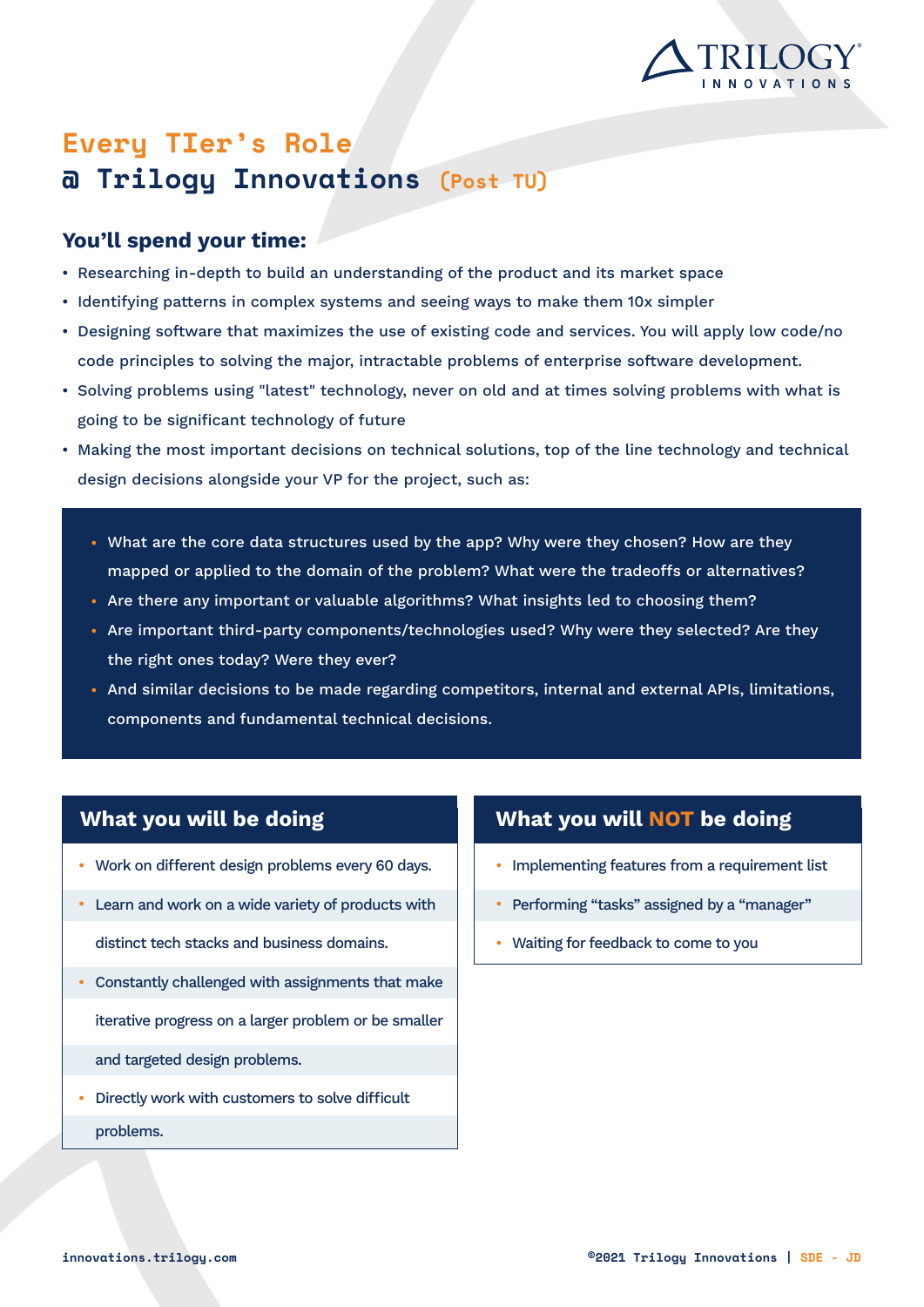TRILOGY INNOVATIONS

# Every TIer's Role @ Trilogy Innovations (Post TU)

## You'll spend your time:

- Researching in-depth to build an understanding of the product and its market space
- Identifying patterns in complex systems and seeing ways to make them 10x simpler
- Designing software that maximizes the use of existing code and services. You will apply low code/no code principles to solving the major, intractable problems of enterprise software development.
- Solving problems using "latest" technology, never on old and at times solving problems with what is going to be significant technology of future
- Making the most important decisions on technical solutions, top of the line technology and technical design decisions alongside your VP for the project, such as:

  - What are the core data structures used by the app? Why were they chosen? How are they mapped or applied to the domain of the problem? What were the tradeoffs or alternatives?
  - Are there any important or valuable algorithms? What insights led to choosing them?
  - Are important third-party components/technologies used? Why were they selected? Are they the right ones today? Were they ever?
  - And similar decisions to be made regarding competitors, internal and external APIs, limitations, components and fundamental technical decisions.

## What you will be doing

- Work on different design problems every 60 days.
- Learn and work on a wide variety of products with distinct tech stacks and business domains.
- Constantly challenged with assignments that make iterative progress on a larger problem or be smaller and targeted design problems.
- Directly work with customers to solve difficult problems.

## What you will NOT be doing

- Implementing features from a requirement list
- Performing "tasks" assigned by a "manager"
- Waiting for feedback to come to you

innovations.trilogy.com

©2021 Trilogy Innovations | SDE - JD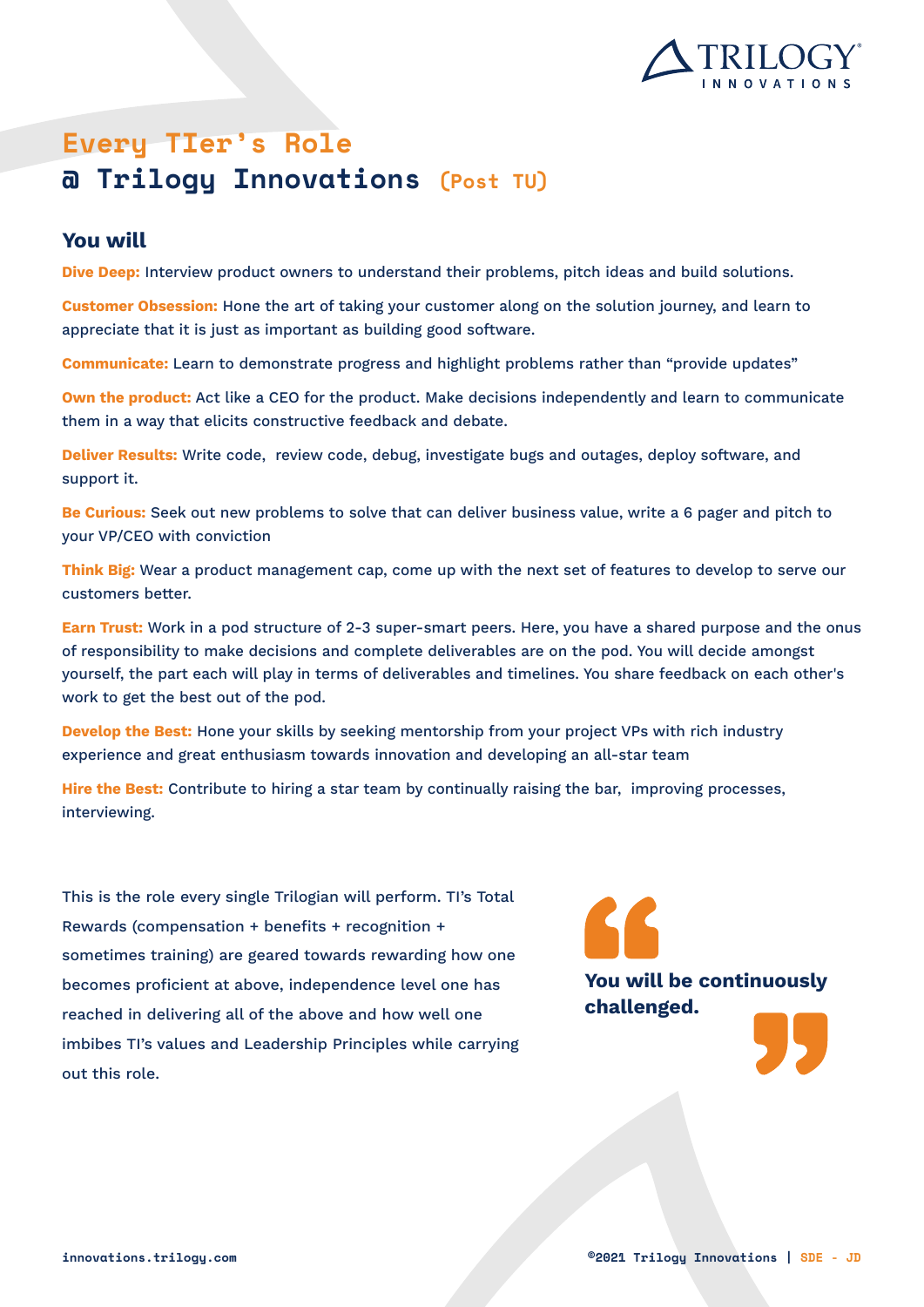# Every TIer's Role
# @ Trilogy Innovations (Post TU)

## You will

**Dive Deep:** Interview product owners to understand their problems, pitch ideas and build solutions.

**Customer Obsession:** Hone the art of taking your customer along on the solution journey, and learn to appreciate that it is just as important as building good software.

**Communicate:** Learn to demonstrate progress and highlight problems rather than "provide updates"

**Own the product:** Act like a CEO for the product. Make decisions independently and learn to communicate them in a way that elicits constructive feedback and debate.

**Deliver Results:** Write code, review code, debug, investigate bugs and outages, deploy software, and support it.

**Be Curious:** Seek out new problems to solve that can deliver business value, write a 6 pager and pitch to your VP/CEO with conviction

**Think Big:** Wear a product management cap, come up with the next set of features to develop to serve our customers better.

**Earn Trust:** Work in a pod structure of 2-3 super-smart peers. Here, you have a shared purpose and the onus of responsibility to make decisions and complete deliverables are on the pod. You will decide amongst yourself, the part each will play in terms of deliverables and timelines. You share feedback on each other's work to get the best out of the pod.

**Develop the Best:** Hone your skills by seeking mentorship from your project VPs with rich industry experience and great enthusiasm towards innovation and developing an all-star team

**Hire the Best:** Contribute to hiring a star team by continually raising the bar, improving processes, interviewing.

This is the role every single Trilogian will perform. TI's Total Rewards (compensation + benefits + recognition + sometimes training) are geared towards rewarding how one becomes proficient at above, independence level one has reached in delivering all of the above and how well one imbibes TI's values and Leadership Principles while carrying out this role.

> **You will be continuously challenged.**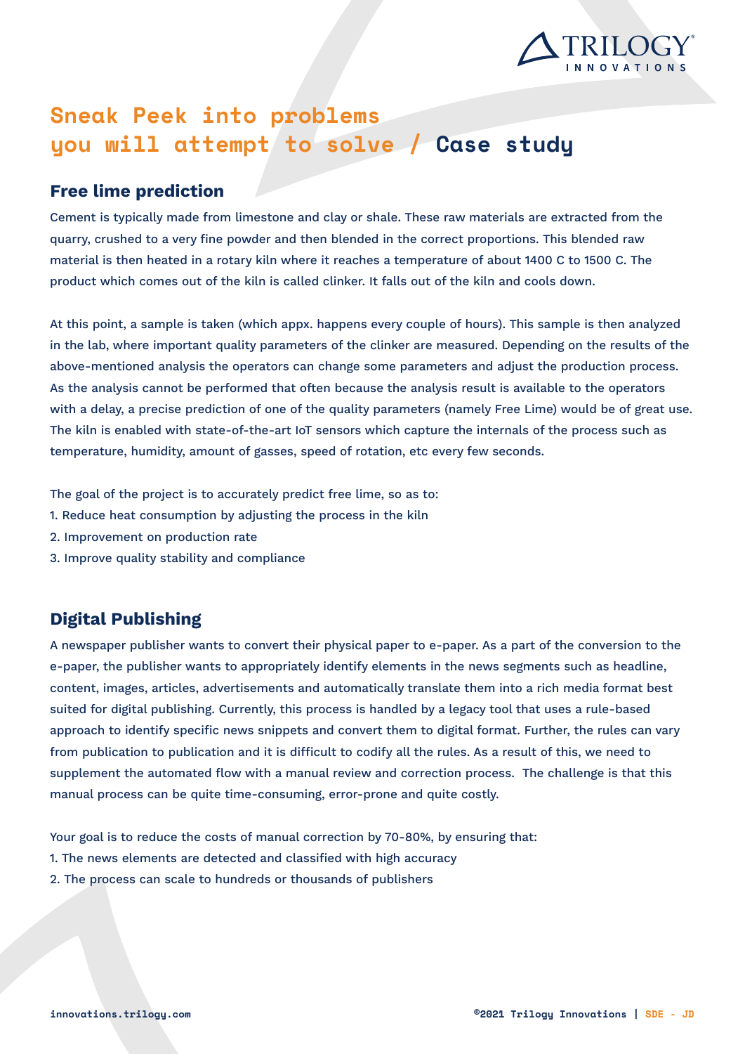# Sneak Peek into problems you will attempt to solve / Case study

## Free lime prediction

Cement is typically made from limestone and clay or shale. These raw materials are extracted from the quarry, crushed to a very fine powder and then blended in the correct proportions. This blended raw material is then heated in a rotary kiln where it reaches a temperature of about 1400 C to 1500 C. The product which comes out of the kiln is called clinker. It falls out of the kiln and cools down.

At this point, a sample is taken (which appx. happens every couple of hours). This sample is then analyzed in the lab, where important quality parameters of the clinker are measured. Depending on the results of the above-mentioned analysis the operators can change some parameters and adjust the production process. As the analysis cannot be performed that often because the analysis result is available to the operators with a delay, a precise prediction of one of the quality parameters (namely Free Lime) would be of great use. The kiln is enabled with state-of-the-art IoT sensors which capture the internals of the process such as temperature, humidity, amount of gasses, speed of rotation, etc every few seconds.

The goal of the project is to accurately predict free lime, so as to:

1. Reduce heat consumption by adjusting the process in the kiln
2. Improvement on production rate
3. Improve quality stability and compliance

## Digital Publishing

A newspaper publisher wants to convert their physical paper to e-paper. As a part of the conversion to the e-paper, the publisher wants to appropriately identify elements in the news segments such as headline, content, images, articles, advertisements and automatically translate them into a rich media format best suited for digital publishing. Currently, this process is handled by a legacy tool that uses a rule-based approach to identify specific news snippets and convert them to digital format. Further, the rules can vary from publication to publication and it is difficult to codify all the rules. As a result of this, we need to supplement the automated flow with a manual review and correction process. The challenge is that this manual process can be quite time-consuming, error-prone and quite costly.

Your goal is to reduce the costs of manual correction by 70-80%, by ensuring that:

1. The news elements are detected and classified with high accuracy
2. The process can scale to hundreds or thousands of publishers